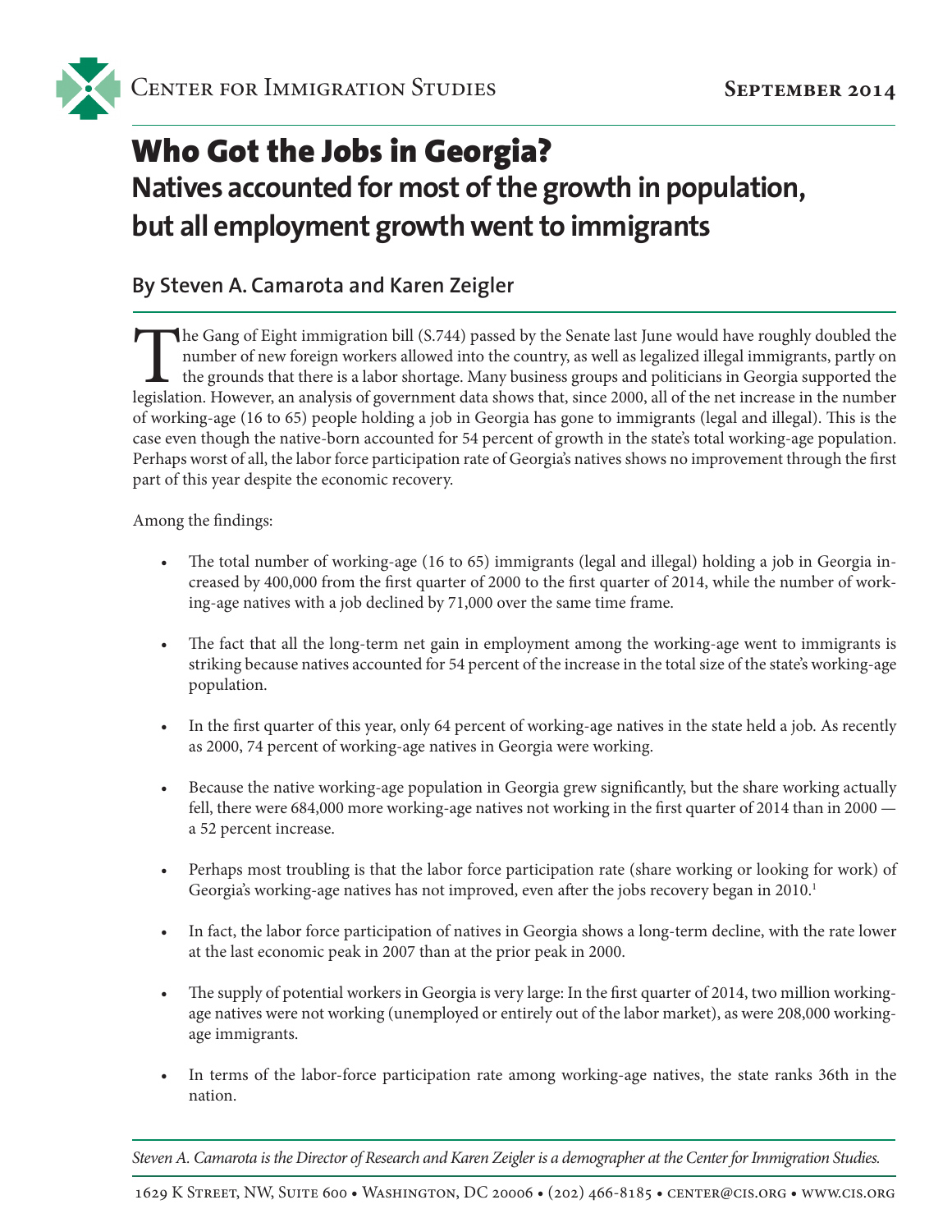Center for Immigration Studies

September 2014

# Who Got the Jobs in Georgia?

## Natives accounted for most of the growth in population, but all employment growth went to immigrants

### By Steven A. Camarota and Karen Zeigler

The Gang of Eight immigration bill (S.744) passed by the Senate last June would have roughly doubled the number of new foreign workers allowed into the country, as well as legalized illegal immigrants, partly on the grounds that there is a labor shortage. Many business groups and politicians in Georgia supported the legislation. However, an analysis of government data shows that, since 2000, all of the net increase in the number of working-age (16 to 65) people holding a job in Georgia has gone to immigrants (legal and illegal). This is the case even though the native-born accounted for 54 percent of growth in the state's total working-age population. Perhaps worst of all, the labor force participation rate of Georgia's natives shows no improvement through the first part of this year despite the economic recovery.

Among the findings:

- The total number of working-age (16 to 65) immigrants (legal and illegal) holding a job in Georgia increased by 400,000 from the first quarter of 2000 to the first quarter of 2014, while the number of working-age natives with a job declined by 71,000 over the same time frame.

- The fact that all the long-term net gain in employment among the working-age went to immigrants is striking because natives accounted for 54 percent of the increase in the total size of the state's working-age population.

- In the first quarter of this year, only 64 percent of working-age natives in the state held a job. As recently as 2000, 74 percent of working-age natives in Georgia were working.

- Because the native working-age population in Georgia grew significantly, but the share working actually fell, there were 684,000 more working-age natives not working in the first quarter of 2014 than in 2000 — a 52 percent increase.

- Perhaps most troubling is that the labor force participation rate (share working or looking for work) of Georgia's working-age natives has not improved, even after the jobs recovery began in 2010.[1]

- In fact, the labor force participation of natives in Georgia shows a long-term decline, with the rate lower at the last economic peak in 2007 than at the prior peak in 2000.

- The supply of potential workers in Georgia is very large: In the first quarter of 2014, two million working-age natives were not working (unemployed or entirely out of the labor market), as were 208,000 working-age immigrants.

- In terms of the labor-force participation rate among working-age natives, the state ranks 36th in the nation.

*Steven A. Camarota is the Director of Research and Karen Zeigler is a demographer at the Center for Immigration Studies.*

1629 K Street, NW, Suite 600 • Washington, DC 20006 • (202) 466-8185 • center@cis.org • www.cis.org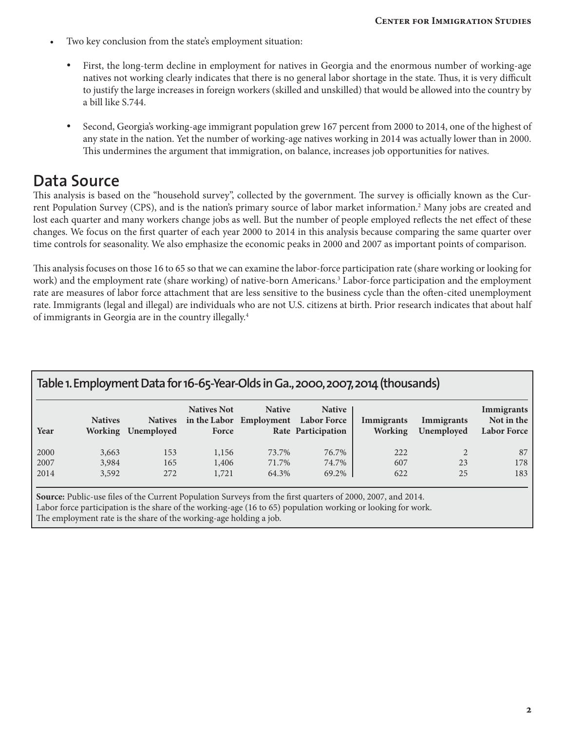- Two key conclusion from the state's employment situation:

    - First, the long-term decline in employment for natives in Georgia and the enormous number of working-age natives not working clearly indicates that there is no general labor shortage in the state. Thus, it is very difficult to justify the large increases in foreign workers (skilled and unskilled) that would be allowed into the country by a bill like S.744.

    - Second, Georgia's working-age immigrant population grew 167 percent from 2000 to 2014, one of the highest of any state in the nation. Yet the number of working-age natives working in 2014 was actually lower than in 2000. This undermines the argument that immigration, on balance, increases job opportunities for natives.

## Data Source

This analysis is based on the "household survey", collected by the government. The survey is officially known as the Current Population Survey (CPS), and is the nation's primary source of labor market information.[2] Many jobs are created and lost each quarter and many workers change jobs as well. But the number of people employed reflects the net effect of these changes. We focus on the first quarter of each year 2000 to 2014 in this analysis because comparing the same quarter over time controls for seasonality. We also emphasize the economic peaks in 2000 and 2007 as important points of comparison.

This analysis focuses on those 16 to 65 so that we can examine the labor-force participation rate (share working or looking for work) and the employment rate (share working) of native-born Americans.[3] Labor-force participation and the employment rate are measures of labor force attachment that are less sensitive to the business cycle than the often-cited unemployment rate. Immigrants (legal and illegal) are individuals who are not U.S. citizens at birth. Prior research indicates that about half of immigrants in Georgia are in the country illegally.[4]

**Table 1. Employment Data for 16-65-Year-Olds in Ga., 2000, 2007, 2014 (thousands)**

| Year | Natives Working | Natives Unemployed | Natives Not in the Labor Force | Native Employment Rate | Native Labor Force Participation | Immigrants Working | Immigrants Unemployed | Immigrants Not in the Labor Force |
|---|---|---|---|---|---|---|---|---|
| 2000 | 3,663 | 153 | 1,156 | 73.7% | 76.7% | 222 | 2 | 87 |
| 2007 | 3,984 | 165 | 1,406 | 71.7% | 74.7% | 607 | 23 | 178 |
| 2014 | 3,592 | 272 | 1,721 | 64.3% | 69.2% | 622 | 25 | 183 |

**Source:** Public-use files of the Current Population Surveys from the first quarters of 2000, 2007, and 2014.
Labor force participation is the share of the working-age (16 to 65) population working or looking for work.
The employment rate is the share of the working-age holding a job.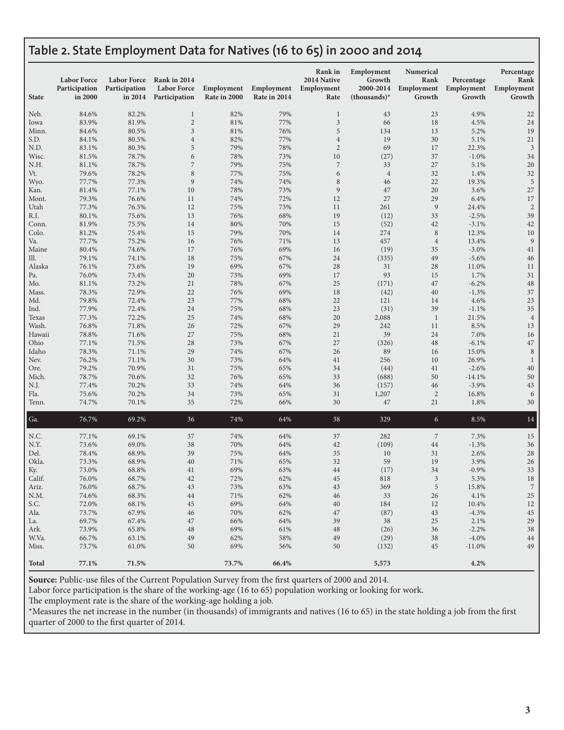## Table 2. State Employment Data for Natives (16 to 65) in 2000 and 2014

| State | Labor Force Participation in 2000 | Labor Force Participation in 2014 | Rank in 2014 Labor Force Participation | Employment Rate in 2000 | Employment Rate in 2014 | Rank in 2014 Native Employment Rate | Employment Growth 2000-2014 (thousands)* | Numerical Rank Employment Growth | Percentage Employment Growth | Percentage Rank Employment Growth |
|---|---|---|---|---|---|---|---|---|---|---|
| Neb. | 84.6% | 82.2% | 1 | 82% | 79% | 1 | 43 | 23 | 4.9% | 22 |
| Iowa | 83.9% | 81.9% | 2 | 81% | 77% | 3 | 66 | 18 | 4.5% | 24 |
| Minn. | 84.6% | 80.5% | 3 | 81% | 76% | 5 | 134 | 13 | 5.2% | 19 |
| S.D. | 84.1% | 80.5% | 4 | 82% | 77% | 4 | 19 | 30 | 5.1% | 21 |
| N.D. | 83.1% | 80.3% | 5 | 79% | 78% | 2 | 69 | 17 | 22.3% | 3 |
| Wisc. | 81.5% | 78.7% | 6 | 78% | 73% | 10 | (27) | 37 | -1.0% | 34 |
| N.H. | 81.1% | 78.7% | 7 | 79% | 75% | 7 | 33 | 27 | 5.1% | 20 |
| Vt. | 79.6% | 78.2% | 8 | 77% | 75% | 6 | 4 | 32 | 1.4% | 32 |
| Wyo. | 77.7% | 77.3% | 9 | 74% | 74% | 8 | 46 | 22 | 19.3% | 5 |
| Kan. | 81.4% | 77.1% | 10 | 78% | 73% | 9 | 47 | 20 | 3.6% | 27 |
| Mont. | 79.3% | 76.6% | 11 | 74% | 72% | 12 | 27 | 29 | 6.4% | 17 |
| Utah | 77.3% | 76.5% | 12 | 75% | 73% | 11 | 261 | 9 | 24.4% | 2 |
| R.I. | 80.1% | 75.6% | 13 | 76% | 68% | 19 | (12) | 33 | -2.5% | 39 |
| Conn. | 81.9% | 75.5% | 14 | 80% | 70% | 15 | (52) | 42 | -3.1% | 42 |
| Colo. | 81.2% | 75.4% | 15 | 79% | 70% | 14 | 274 | 8 | 12.3% | 10 |
| Va. | 77.7% | 75.2% | 16 | 76% | 71% | 13 | 457 | 4 | 13.4% | 9 |
| Maine | 80.4% | 74.6% | 17 | 76% | 69% | 16 | (19) | 35 | -3.0% | 41 |
| Ill. | 79.1% | 74.1% | 18 | 75% | 67% | 24 | (335) | 49 | -5.6% | 46 |
| Alaska | 76.1% | 73.6% | 19 | 69% | 67% | 28 | 31 | 28 | 11.0% | 11 |
| Pa. | 76.0% | 73.4% | 20 | 73% | 69% | 17 | 93 | 15 | 1.7% | 31 |
| Mo. | 81.1% | 73.2% | 21 | 78% | 67% | 25 | (171) | 47 | -6.2% | 48 |
| Mass. | 78.3% | 72.9% | 22 | 76% | 69% | 18 | (42) | 40 | -1.3% | 37 |
| Md. | 79.8% | 72.4% | 23 | 77% | 68% | 22 | 121 | 14 | 4.6% | 23 |
| Ind. | 77.9% | 72.4% | 24 | 75% | 68% | 23 | (31) | 39 | -1.1% | 35 |
| Texas | 77.3% | 72.2% | 25 | 74% | 68% | 20 | 2,088 | 1 | 21.5% | 4 |
| Wash. | 76.8% | 71.8% | 26 | 72% | 67% | 29 | 242 | 11 | 8.5% | 13 |
| Hawaii | 78.8% | 71.6% | 27 | 75% | 68% | 21 | 39 | 24 | 7.0% | 16 |
| Ohio | 77.1% | 71.5% | 28 | 73% | 67% | 27 | (326) | 48 | -6.1% | 47 |
| Idaho | 78.3% | 71.1% | 29 | 74% | 67% | 26 | 89 | 16 | 15.0% | 8 |
| Nev. | 76.2% | 71.1% | 30 | 73% | 64% | 41 | 256 | 10 | 26.9% | 1 |
| Ore. | 79.2% | 70.9% | 31 | 75% | 65% | 34 | (44) | 41 | -2.6% | 40 |
| Mich. | 78.7% | 70.6% | 32 | 76% | 65% | 33 | (688) | 50 | -14.1% | 50 |
| N.J. | 77.4% | 70.2% | 33 | 74% | 64% | 36 | (157) | 46 | -3.9% | 43 |
| Fla. | 75.6% | 70.2% | 34 | 73% | 65% | 31 | 1,207 | 2 | 16.8% | 6 |
| Tenn. | 74.7% | 70.1% | 35 | 72% | 66% | 30 | 47 | 21 | 1.8% | 30 |
| Ga. | 76.7% | 69.2% | 36 | 74% | 64% | 38 | 329 | 6 | 8.5% | 14 |
| N.C. | 77.1% | 69.1% | 37 | 74% | 64% | 37 | 282 | 7 | 7.3% | 15 |
| N.Y. | 73.6% | 69.0% | 38 | 70% | 64% | 42 | (109) | 44 | -1.3% | 36 |
| Del. | 78.4% | 68.9% | 39 | 75% | 64% | 35 | 10 | 31 | 2.6% | 28 |
| Okla. | 73.3% | 68.9% | 40 | 71% | 65% | 32 | 59 | 19 | 3.9% | 26 |
| Ky. | 73.0% | 68.8% | 41 | 69% | 63% | 44 | (17) | 34 | -0.9% | 33 |
| Calif. | 76.0% | 68.7% | 42 | 72% | 62% | 45 | 818 | 3 | 5.3% | 18 |
| Ariz. | 76.0% | 68.7% | 43 | 73% | 63% | 43 | 369 | 5 | 15.8% | 7 |
| N.M. | 74.6% | 68.3% | 44 | 71% | 62% | 46 | 33 | 26 | 4.1% | 25 |
| S.C. | 72.0% | 68.1% | 45 | 69% | 64% | 40 | 184 | 12 | 10.4% | 12 |
| Ala. | 73.7% | 67.9% | 46 | 70% | 62% | 47 | (87) | 43 | -4.3% | 45 |
| La. | 69.7% | 67.4% | 47 | 66% | 64% | 39 | 38 | 25 | 2.1% | 29 |
| Ark. | 73.9% | 65.8% | 48 | 69% | 61% | 48 | (26) | 36 | -2.2% | 38 |
| W.Va. | 66.7% | 63.1% | 49 | 62% | 58% | 49 | (29) | 38 | -4.0% | 44 |
| Miss. | 73.7% | 61.0% | 50 | 69% | 56% | 50 | (132) | 45 | -11.0% | 49 |
| **Total** | **77.1%** | **71.5%** | | **73.7%** | **66.4%** | | **5,573** | | **4.2%** | |

**Source:** Public-use files of the Current Population Survey from the first quarters of 2000 and 2014.
Labor force participation is the share of the working-age (16 to 65) population working or looking for work.
The employment rate is the share of the working-age holding a job.
*Measures the net increase in the number (in thousands) of immigrants and natives (16 to 65) in the state holding a job from the first quarter of 2000 to the first quarter of 2014.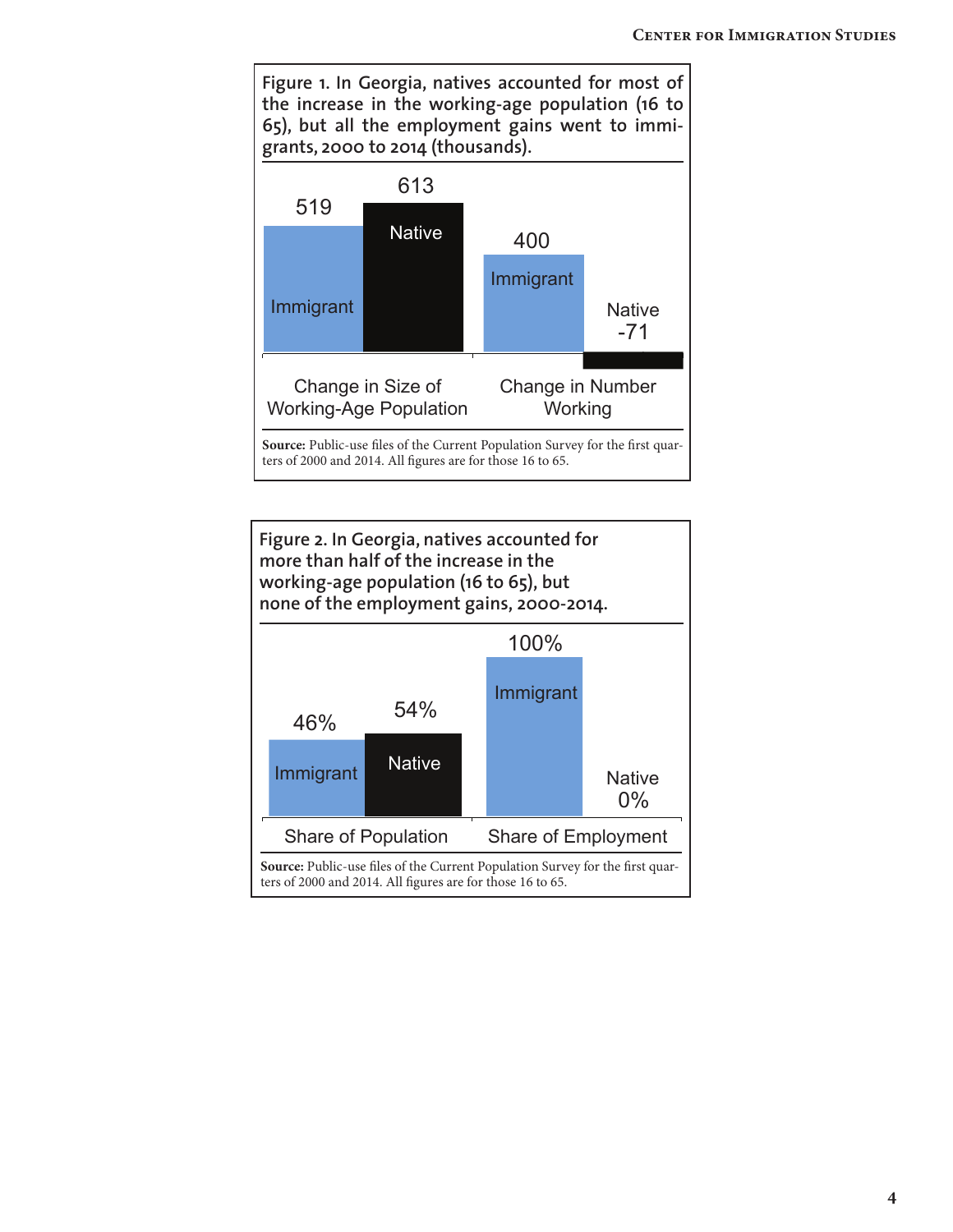**Figure 1. In Georgia, natives accounted for most of the increase in the working-age population (16 to 65), but all the employment gains went to immigrants, 2000 to 2014 (thousands).**

| | Immigrant | Native |
|---|---|---|
| Change in Size of Working-Age Population | 519 | 613 |
| Change in Number Working | 400 | -71 |

**Source:** Public-use files of the Current Population Survey for the first quarters of 2000 and 2014. All figures are for those 16 to 65.

**Figure 2. In Georgia, natives accounted for more than half of the increase in the working-age population (16 to 65), but none of the employment gains, 2000-2014.**

| | Immigrant | Native |
|---|---|---|
| Share of Population | 46% | 54% |
| Share of Employment | 100% | 0% |

**Source:** Public-use files of the Current Population Survey for the first quarters of 2000 and 2014. All figures are for those 16 to 65.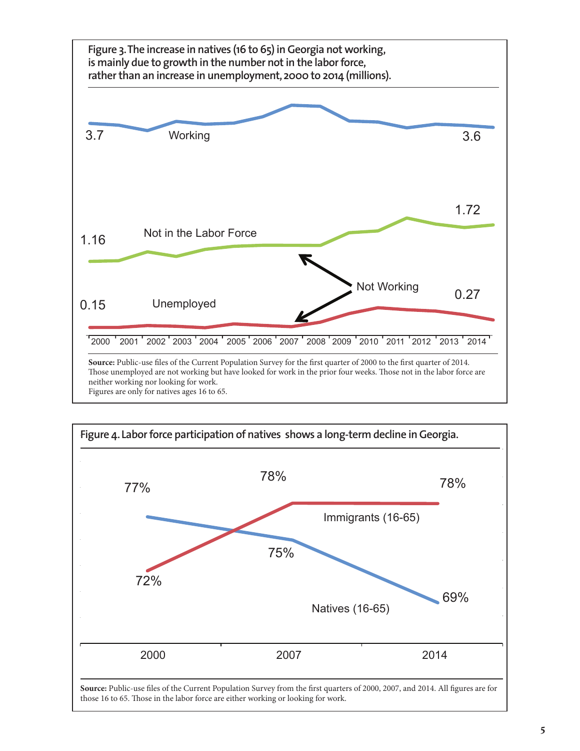**Figure 3. The increase in natives (16 to 65) in Georgia not working, is mainly due to growth in the number not in the labor force, rather than an increase in unemployment, 2000 to 2014 (millions).**

**Source:** Public-use files of the Current Population Survey for the first quarter of 2000 to the first quarter of 2014. Those unemployed are not working but have looked for work in the prior four weeks. Those not in the labor force are neither working nor looking for work.
Figures are only for natives ages 16 to 65.

**Figure 4. Labor force participation of natives shows a long-term decline in Georgia.**

**Source:** Public-use files of the Current Population Survey from the first quarters of 2000, 2007, and 2014. All figures are for those 16 to 65. Those in the labor force are either working or looking for work.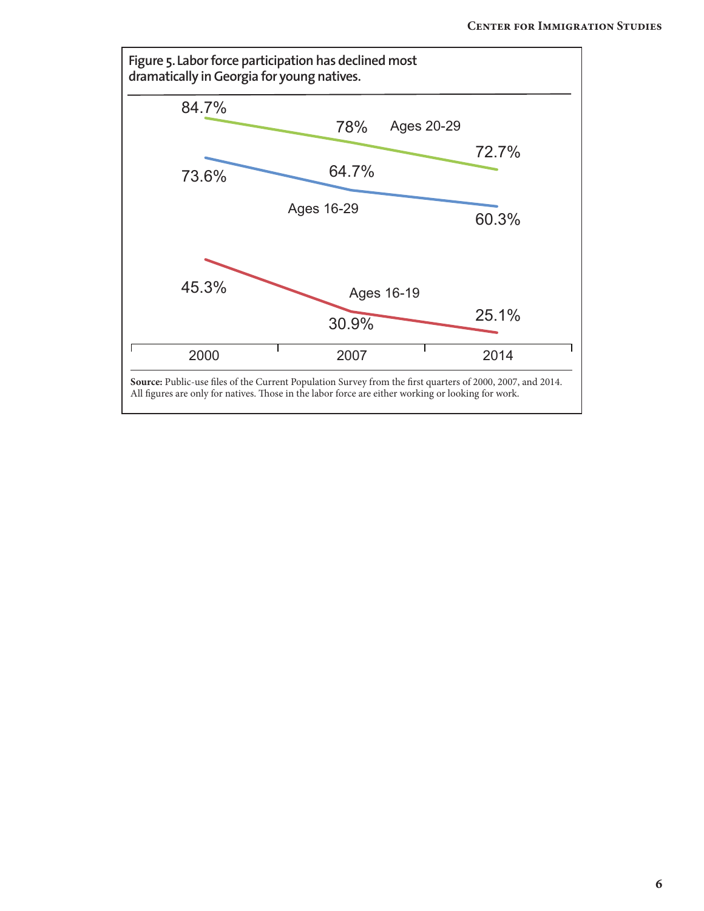**Figure 5. Labor force participation has declined most dramatically in Georgia for young natives.**

| | 2000 | 2007 | 2014 |
|---|---|---|---|
| Ages 20-29 | 84.7% | 78% | 72.7% |
| Ages 16-29 | 73.6% | 64.7% | 60.3% |
| Ages 16-19 | 45.3% | 30.9% | 25.1% |

**Source:** Public-use files of the Current Population Survey from the first quarters of 2000, 2007, and 2014. All figures are only for natives. Those in the labor force are either working or looking for work.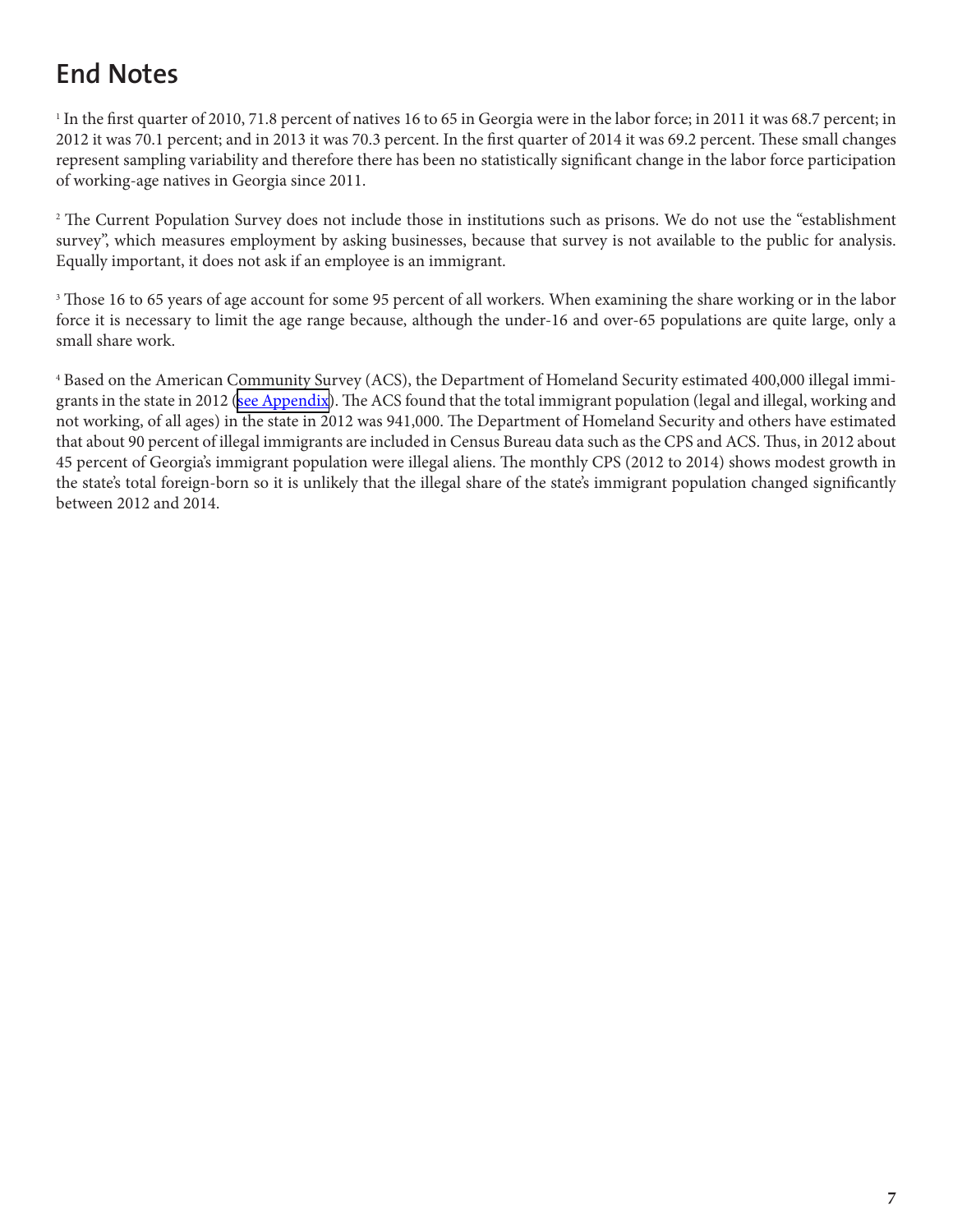# End Notes

[1] In the first quarter of 2010, 71.8 percent of natives 16 to 65 in Georgia were in the labor force; in 2011 it was 68.7 percent; in 2012 it was 70.1 percent; and in 2013 it was 70.3 percent. In the first quarter of 2014 it was 69.2 percent. These small changes represent sampling variability and therefore there has been no statistically significant change in the labor force participation of working-age natives in Georgia since 2011.

[2] The Current Population Survey does not include those in institutions such as prisons. We do not use the "establishment survey", which measures employment by asking businesses, because that survey is not available to the public for analysis. Equally important, it does not ask if an employee is an immigrant.

[3] Those 16 to 65 years of age account for some 95 percent of all workers. When examining the share working or in the labor force it is necessary to limit the age range because, although the under-16 and over-65 populations are quite large, only a small share work.

[4] Based on the American Community Survey (ACS), the Department of Homeland Security estimated 400,000 illegal immigrants in the state in 2012 (see Appendix). The ACS found that the total immigrant population (legal and illegal, working and not working, of all ages) in the state in 2012 was 941,000. The Department of Homeland Security and others have estimated that about 90 percent of illegal immigrants are included in Census Bureau data such as the CPS and ACS. Thus, in 2012 about 45 percent of Georgia's immigrant population were illegal aliens. The monthly CPS (2012 to 2014) shows modest growth in the state's total foreign-born so it is unlikely that the illegal share of the state's immigrant population changed significantly between 2012 and 2014.